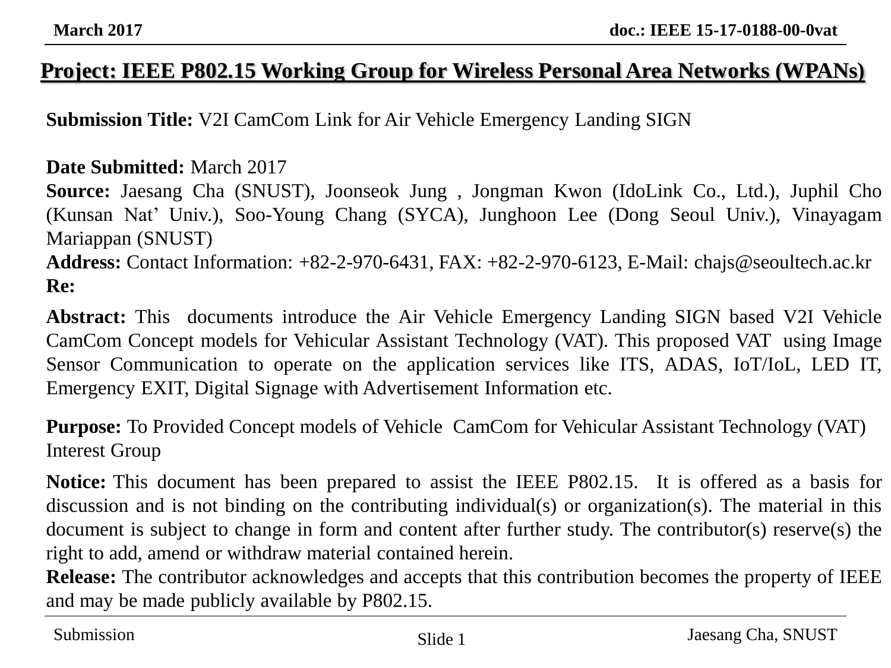# Project: IEEE P802.15 Working Group for Wireless Personal Area Networks (WPANs)

**Submission Title:** V2I CamCom Link for Air Vehicle Emergency Landing SIGN

**Date Submitted:** March 2017
**Source:** Jaesang Cha (SNUST), Joonseok Jung , Jongman Kwon (IdoLink Co., Ltd.), Juphil Cho (Kunsan Nat' Univ.), Soo-Young Chang (SYCA), Junghoon Lee (Dong Seoul Univ.), Vinayagam Mariappan (SNUST)
**Address:** Contact Information: +82-2-970-6431, FAX: +82-2-970-6123, E-Mail: chajs@seoultech.ac.kr
**Re:**

**Abstract:** This documents introduce the Air Vehicle Emergency Landing SIGN based V2I Vehicle CamCom Concept models for Vehicular Assistant Technology (VAT). This proposed VAT using Image Sensor Communication to operate on the application services like ITS, ADAS, IoT/IoL, LED IT, Emergency EXIT, Digital Signage with Advertisement Information etc.

**Purpose:** To Provided Concept models of Vehicle CamCom for Vehicular Assistant Technology (VAT) Interest Group

**Notice:** This document has been prepared to assist the IEEE P802.15. It is offered as a basis for discussion and is not binding on the contributing individual(s) or organization(s). The material in this document is subject to change in form and content after further study. The contributor(s) reserve(s) the right to add, amend or withdraw material contained herein.
**Release:** The contributor acknowledges and accepts that this contribution becomes the property of IEEE and may be made publicly available by P802.15.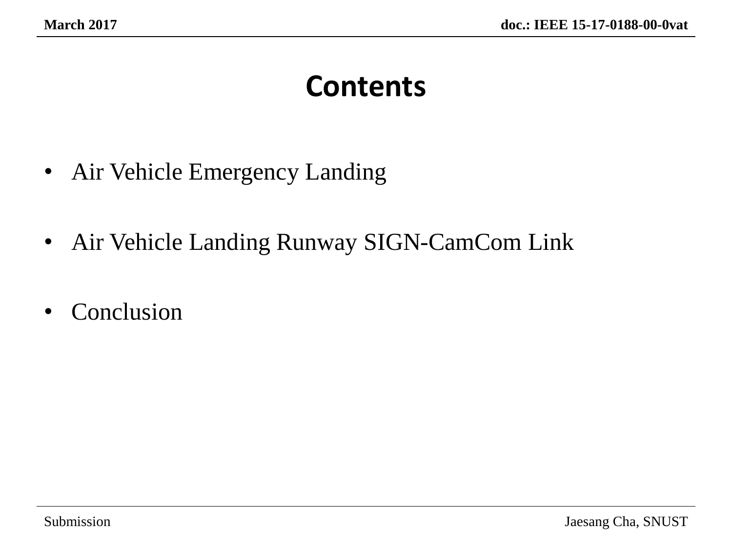# Contents

- Air Vehicle Emergency Landing
- Air Vehicle Landing Runway SIGN-CamCom Link
- Conclusion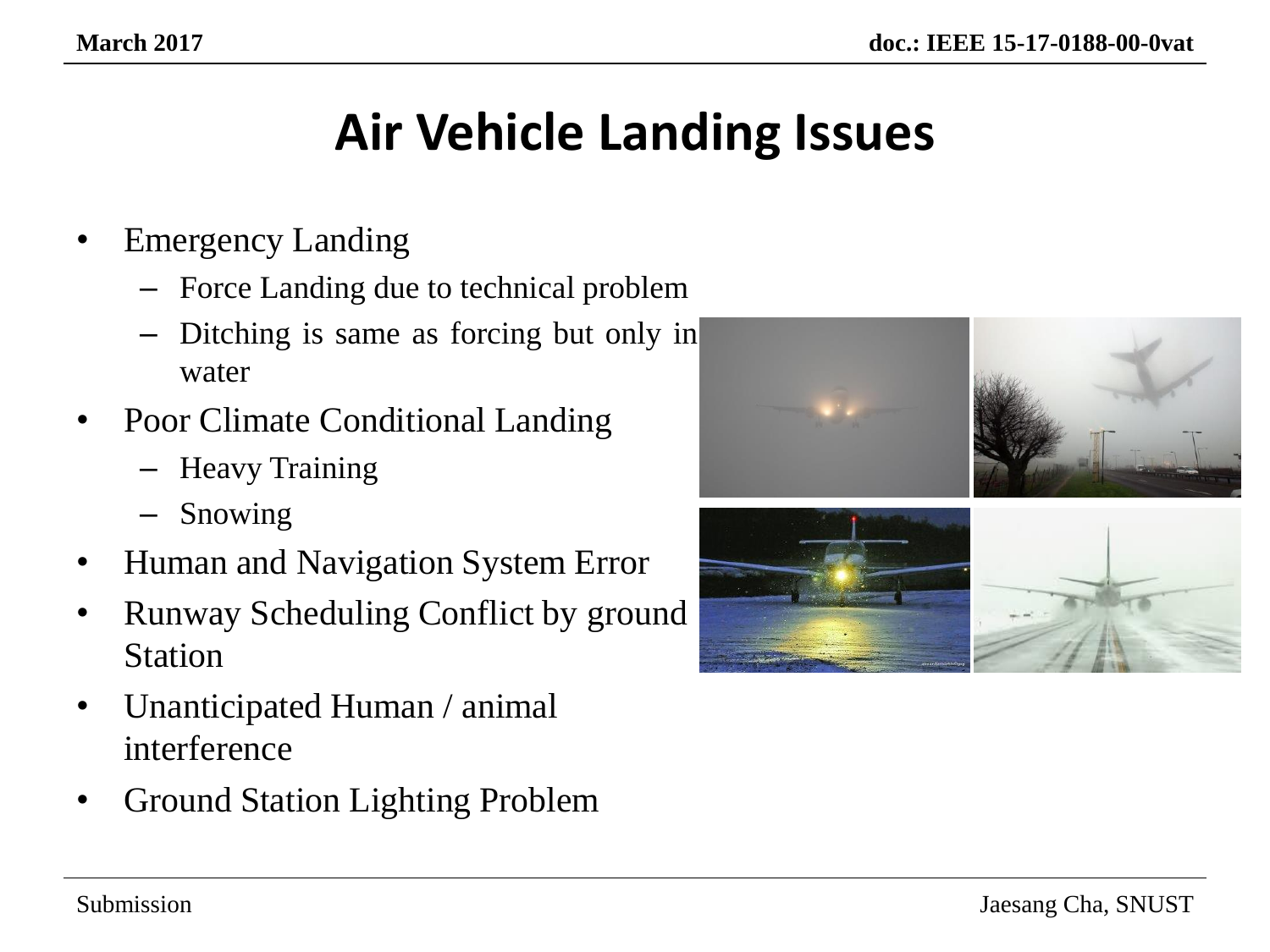# Air Vehicle Landing Issues

- Emergency Landing
  - Force Landing due to technical problem
  - Ditching is same as forcing but only in water
- Poor Climate Conditional Landing
  - Heavy Training
  - Snowing
- Human and Navigation System Error
- Runway Scheduling Conflict by ground Station
- Unanticipated Human / animal interference
- Ground Station Lighting Problem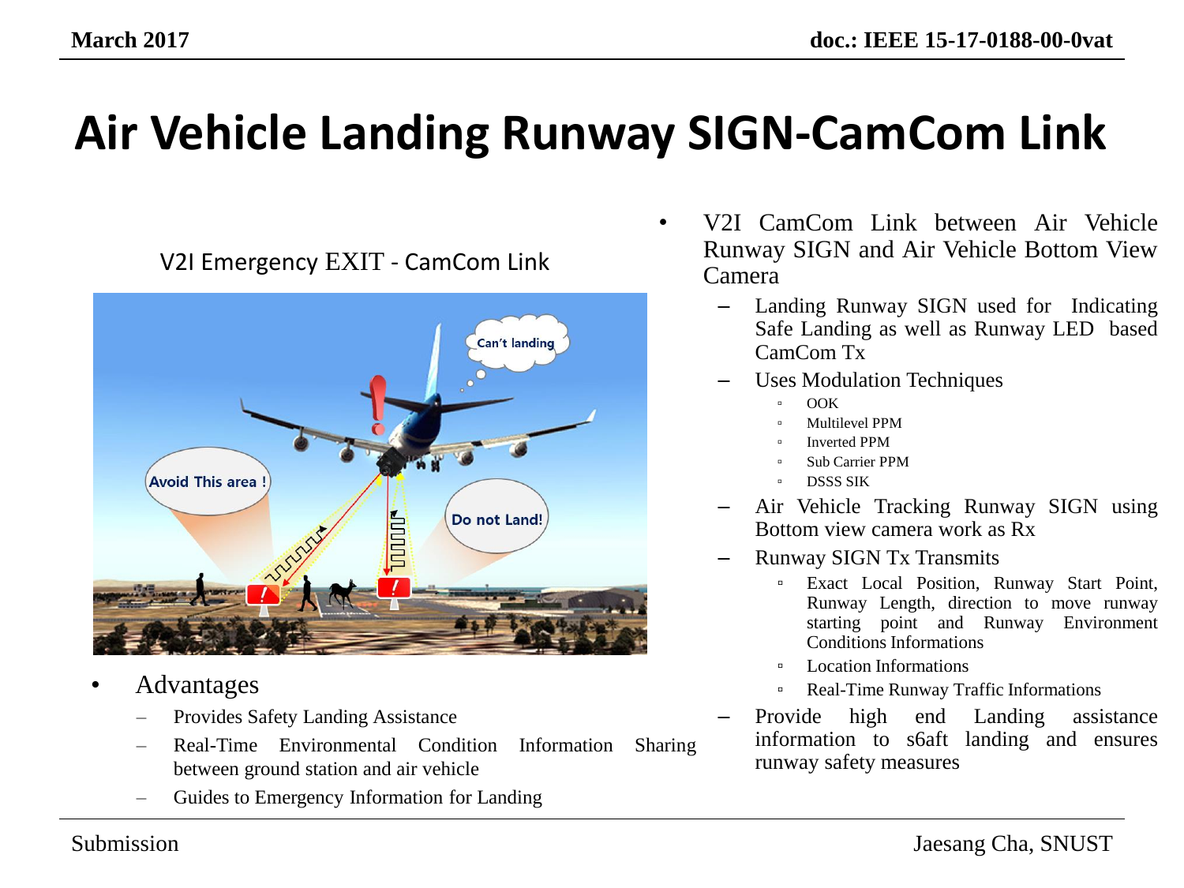# Air Vehicle Landing Runway SIGN-CamCom Link

V2I Emergency EXIT - CamCom Link

- Advantages
  - Provides Safety Landing Assistance
  - Real-Time Environmental Condition Information Sharing between ground station and air vehicle
  - Guides to Emergency Information for Landing

- V2I CamCom Link between Air Vehicle Runway SIGN and Air Vehicle Bottom View Camera
  - Landing Runway SIGN used for Indicating Safe Landing as well as Runway LED based CamCom Tx
  - Uses Modulation Techniques
    - OOK
    - Multilevel PPM
    - Inverted PPM
    - Sub Carrier PPM
    - DSSS SIK
  - Air Vehicle Tracking Runway SIGN using Bottom view camera work as Rx
  - Runway SIGN Tx Transmits
    - Exact Local Position, Runway Start Point, Runway Length, direction to move runway starting point and Runway Environment Conditions Informations
    - Location Informations
    - Real-Time Runway Traffic Informations
  - Provide high end Landing assistance information to s6aft landing and ensures runway safety measures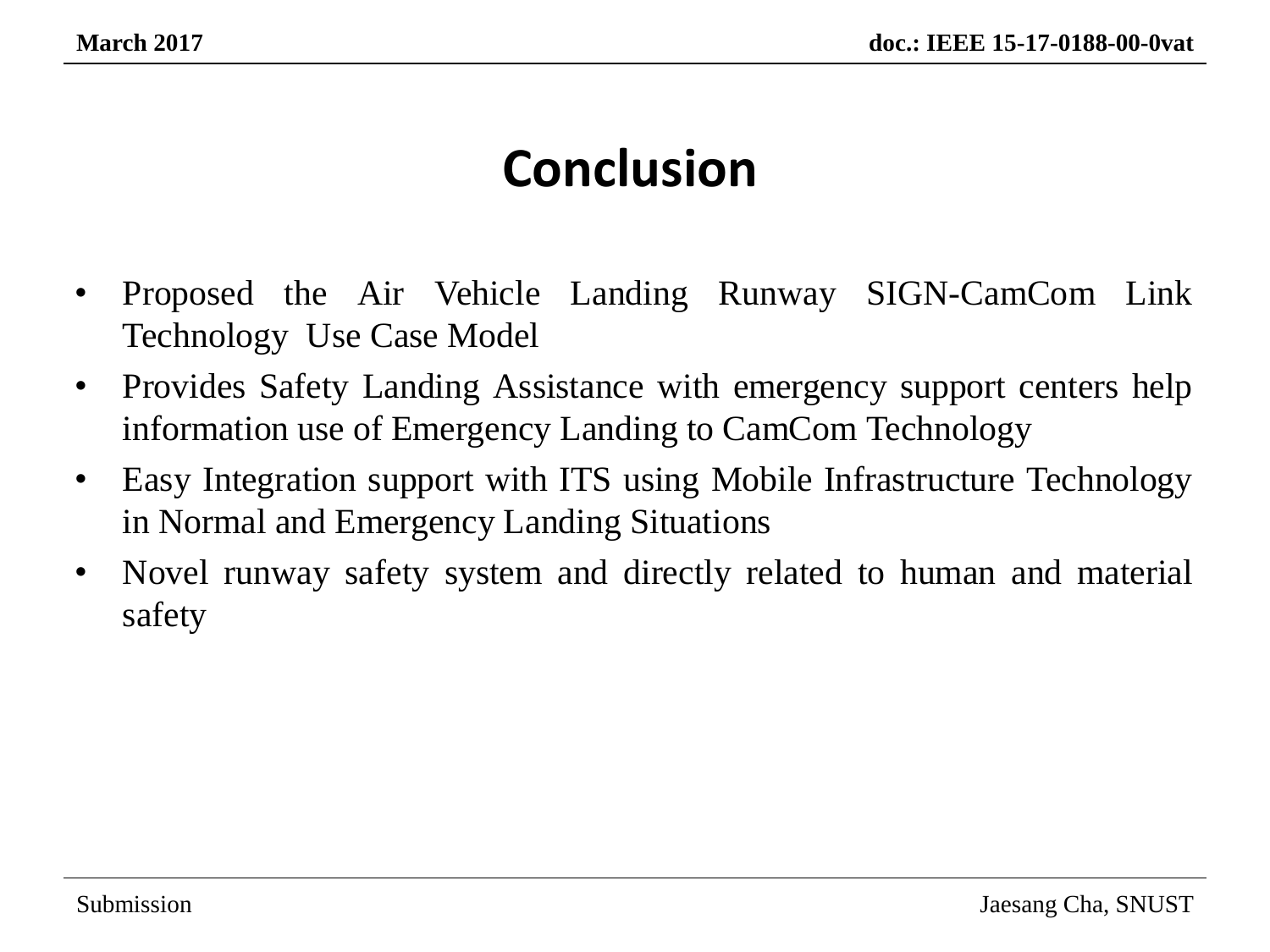# Conclusion

- Proposed the Air Vehicle Landing Runway SIGN-CamCom Link Technology Use Case Model
- Provides Safety Landing Assistance with emergency support centers help information use of Emergency Landing to CamCom Technology
- Easy Integration support with ITS using Mobile Infrastructure Technology in Normal and Emergency Landing Situations
- Novel runway safety system and directly related to human and material safety